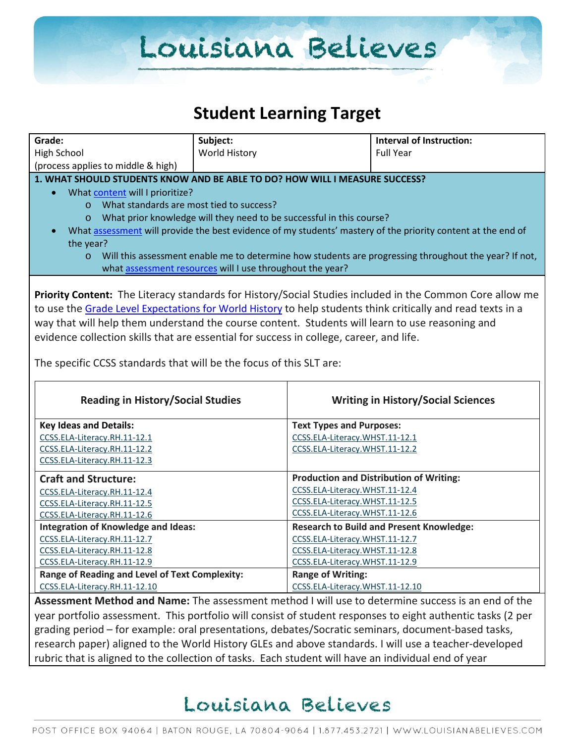# Student Learning Target

| Grade: High School (process applies to middle & high) | Subject: World History | Interval of Instruction: Full Year |
|---|---|---|

**1. WHAT SHOULD STUDENTS KNOW AND BE ABLE TO DO? HOW WILL I MEASURE SUCCESS?**

- What content will I prioritize?
  - What standards are most tied to success?
  - What prior knowledge will they need to be successful in this course?
- What assessment will provide the best evidence of my students' mastery of the priority content at the end of the year?
  - Will this assessment enable me to determine how students are progressing throughout the year? If not, what assessment resources will I use throughout the year?

**Priority Content:** The Literacy standards for History/Social Studies included in the Common Core allow me to use the Grade Level Expectations for World History to help students think critically and read texts in a way that will help them understand the course content. Students will learn to use reasoning and evidence collection skills that are essential for success in college, career, and life.

The specific CCSS standards that will be the focus of this SLT are:

| Reading in History/Social Studies | Writing in History/Social Sciences |
|---|---|
| **Key Ideas and Details:**<br>CCSS.ELA-Literacy.RH.11-12.1<br>CCSS.ELA-Literacy.RH.11-12.2<br>CCSS.ELA-Literacy.RH.11-12.3 | **Text Types and Purposes:**<br>CCSS.ELA-Literacy.WHST.11-12.1<br>CCSS.ELA-Literacy.WHST.11-12.2 |
| **Craft and Structure:**<br>CCSS.ELA-Literacy.RH.11-12.4<br>CCSS.ELA-Literacy.RH.11-12.5<br>CCSS.ELA-Literacy.RH.11-12.6 | **Production and Distribution of Writing:**<br>CCSS.ELA-Literacy.WHST.11-12.4<br>CCSS.ELA-Literacy.WHST.11-12.5<br>CCSS.ELA-Literacy.WHST.11-12.6 |
| **Integration of Knowledge and Ideas:**<br>CCSS.ELA-Literacy.RH.11-12.7<br>CCSS.ELA-Literacy.RH.11-12.8<br>CCSS.ELA-Literacy.RH.11-12.9 | **Research to Build and Present Knowledge:**<br>CCSS.ELA-Literacy.WHST.11-12.7<br>CCSS.ELA-Literacy.WHST.11-12.8<br>CCSS.ELA-Literacy.WHST.11-12.9 |
| **Range of Reading and Level of Text Complexity:**<br>CCSS.ELA-Literacy.RH.11-12.10 | **Range of Writing:**<br>CCSS.ELA-Literacy.WHST.11-12.10 |

**Assessment Method and Name:** The assessment method I will use to determine success is an end of the year portfolio assessment. This portfolio will consist of student responses to eight authentic tasks (2 per grading period – for example: oral presentations, debates/Socratic seminars, document-based tasks, research paper) aligned to the World History GLEs and above standards. I will use a teacher-developed rubric that is aligned to the collection of tasks. Each student will have an individual end of year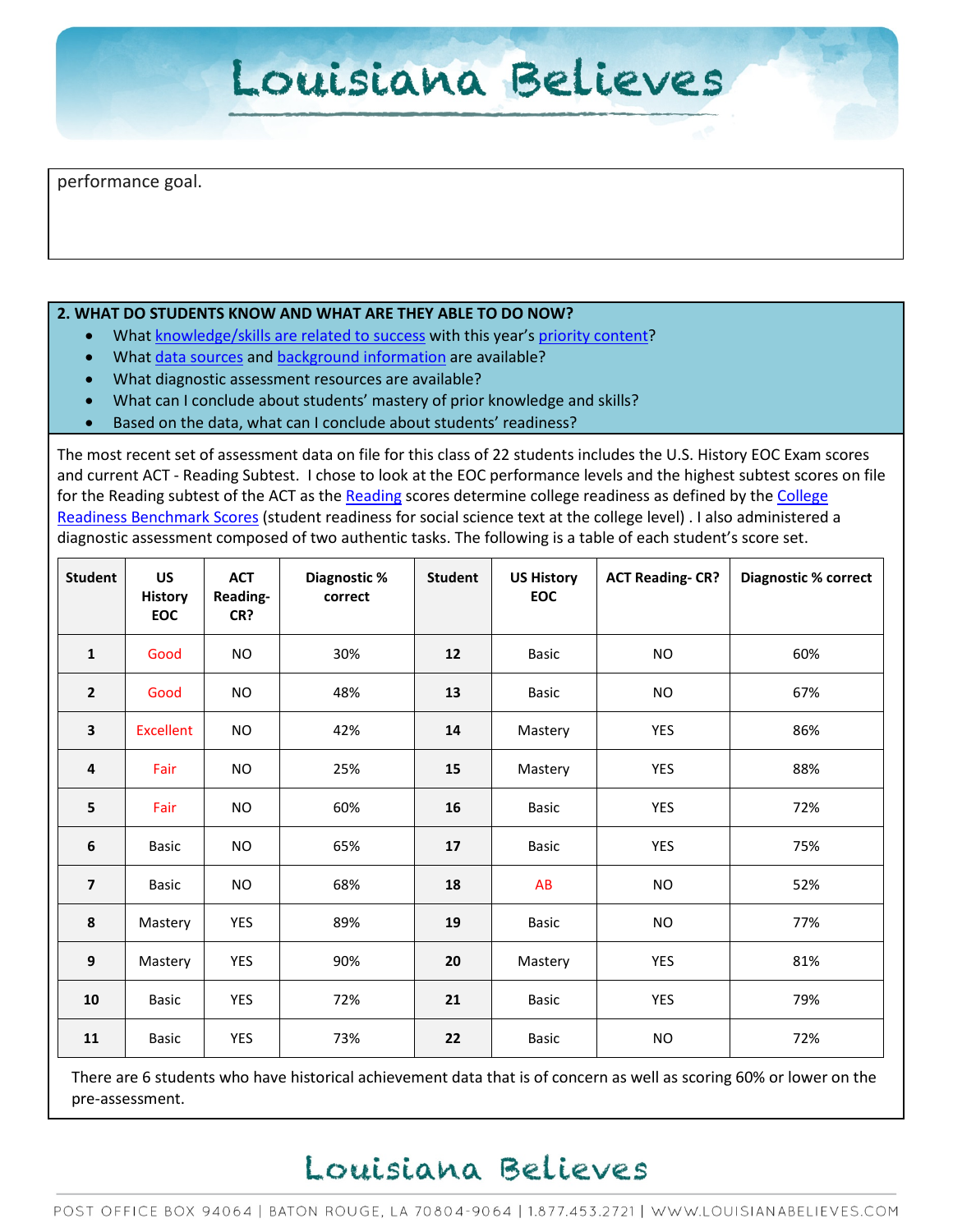performance goal.

**2. WHAT DO STUDENTS KNOW AND WHAT ARE THEY ABLE TO DO NOW?**

- What knowledge/skills are related to success with this year's priority content?
- What data sources and background information are available?
- What diagnostic assessment resources are available?
- What can I conclude about students' mastery of prior knowledge and skills?
- Based on the data, what can I conclude about students' readiness?

The most recent set of assessment data on file for this class of 22 students includes the U.S. History EOC Exam scores and current ACT - Reading Subtest. I chose to look at the EOC performance levels and the highest subtest scores on file for the Reading subtest of the ACT as the Reading scores determine college readiness as defined by the College Readiness Benchmark Scores (student readiness for social science text at the college level) . I also administered a diagnostic assessment composed of two authentic tasks. The following is a table of each student's score set.

| Student | US History EOC | ACT Reading-CR? | Diagnostic % correct | Student | US History EOC | ACT Reading- CR? | Diagnostic % correct |
|---|---|---|---|---|---|---|---|
| 1 | Good | NO | 30% | 12 | Basic | NO | 60% |
| 2 | Good | NO | 48% | 13 | Basic | NO | 67% |
| 3 | Excellent | NO | 42% | 14 | Mastery | YES | 86% |
| 4 | Fair | NO | 25% | 15 | Mastery | YES | 88% |
| 5 | Fair | NO | 60% | 16 | Basic | YES | 72% |
| 6 | Basic | NO | 65% | 17 | Basic | YES | 75% |
| 7 | Basic | NO | 68% | 18 | AB | NO | 52% |
| 8 | Mastery | YES | 89% | 19 | Basic | NO | 77% |
| 9 | Mastery | YES | 90% | 20 | Mastery | YES | 81% |
| 10 | Basic | YES | 72% | 21 | Basic | YES | 79% |
| 11 | Basic | YES | 73% | 22 | Basic | NO | 72% |

There are 6 students who have historical achievement data that is of concern as well as scoring 60% or lower on the pre-assessment.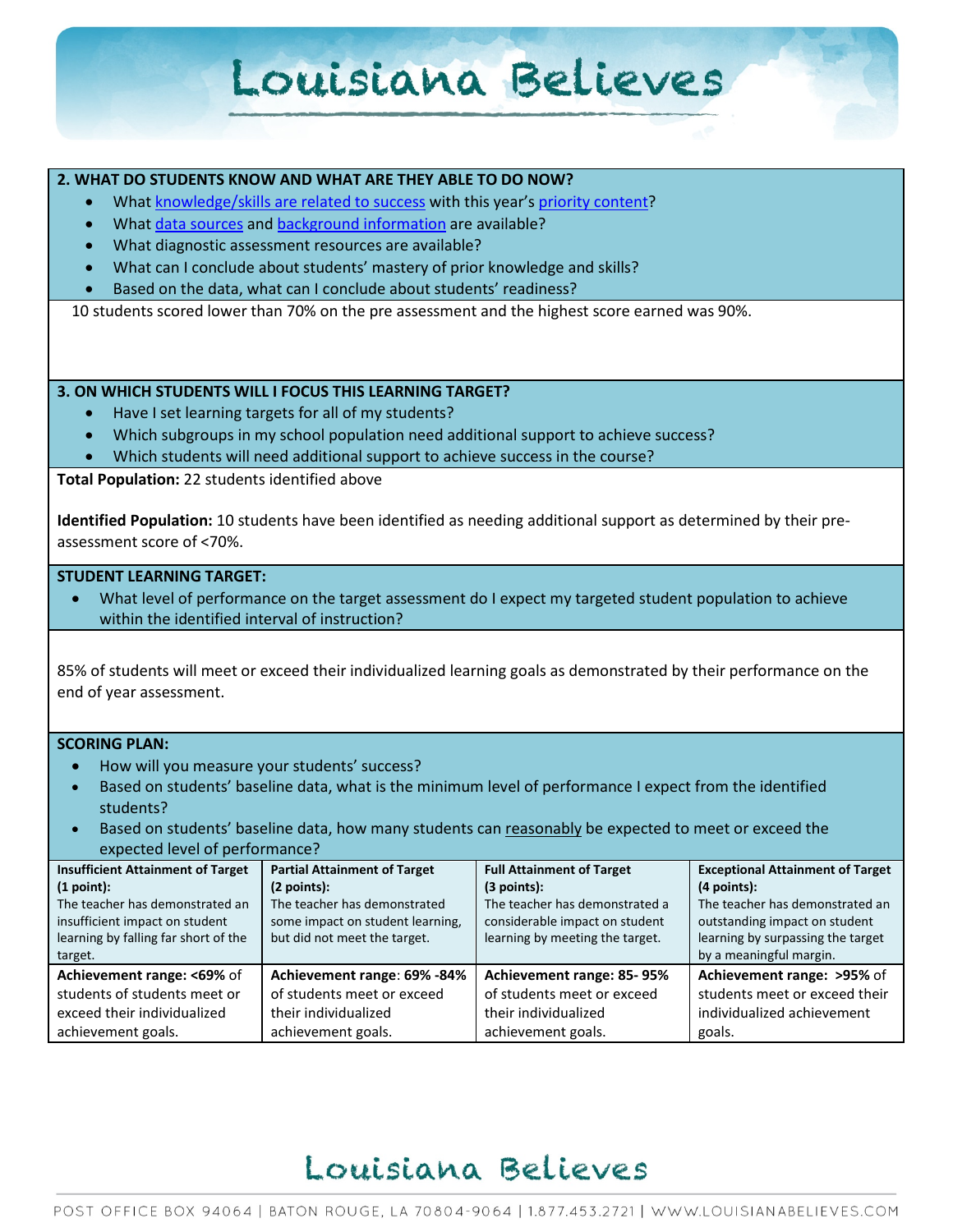**2. WHAT DO STUDENTS KNOW AND WHAT ARE THEY ABLE TO DO NOW?**

- What knowledge/skills are related to success with this year's priority content?
- What data sources and background information are available?
- What diagnostic assessment resources are available?
- What can I conclude about students' mastery of prior knowledge and skills?
- Based on the data, what can I conclude about students' readiness?

10 students scored lower than 70% on the pre assessment and the highest score earned was 90%.

**3. ON WHICH STUDENTS WILL I FOCUS THIS LEARNING TARGET?**

- Have I set learning targets for all of my students?
- Which subgroups in my school population need additional support to achieve success?
- Which students will need additional support to achieve success in the course?

**Total Population:** 22 students identified above

**Identified Population:** 10 students have been identified as needing additional support as determined by their pre-assessment score of <70%.

**STUDENT LEARNING TARGET:**

- What level of performance on the target assessment do I expect my targeted student population to achieve within the identified interval of instruction?

85% of students will meet or exceed their individualized learning goals as demonstrated by their performance on the end of year assessment.

**SCORING PLAN:**

- How will you measure your students' success?
- Based on students' baseline data, what is the minimum level of performance I expect from the identified students?
- Based on students' baseline data, how many students can reasonably be expected to meet or exceed the expected level of performance?

| **Insufficient Attainment of Target (1 point):** The teacher has demonstrated an insufficient impact on student learning by falling far short of the target. | **Partial Attainment of Target (2 points):** The teacher has demonstrated some impact on student learning, but did not meet the target. | **Full Attainment of Target (3 points):** The teacher has demonstrated a considerable impact on student learning by meeting the target. | **Exceptional Attainment of Target (4 points):** The teacher has demonstrated an outstanding impact on student learning by surpassing the target by a meaningful margin. |
|---|---|---|---|
| **Achievement range: <69%** of students of students meet or exceed their individualized achievement goals. | **Achievement range**: **69% -84%** of students meet or exceed their individualized achievement goals. | **Achievement range: 85- 95%** of students meet or exceed their individualized achievement goals. | **Achievement range: >95%** of students meet or exceed their individualized achievement goals. |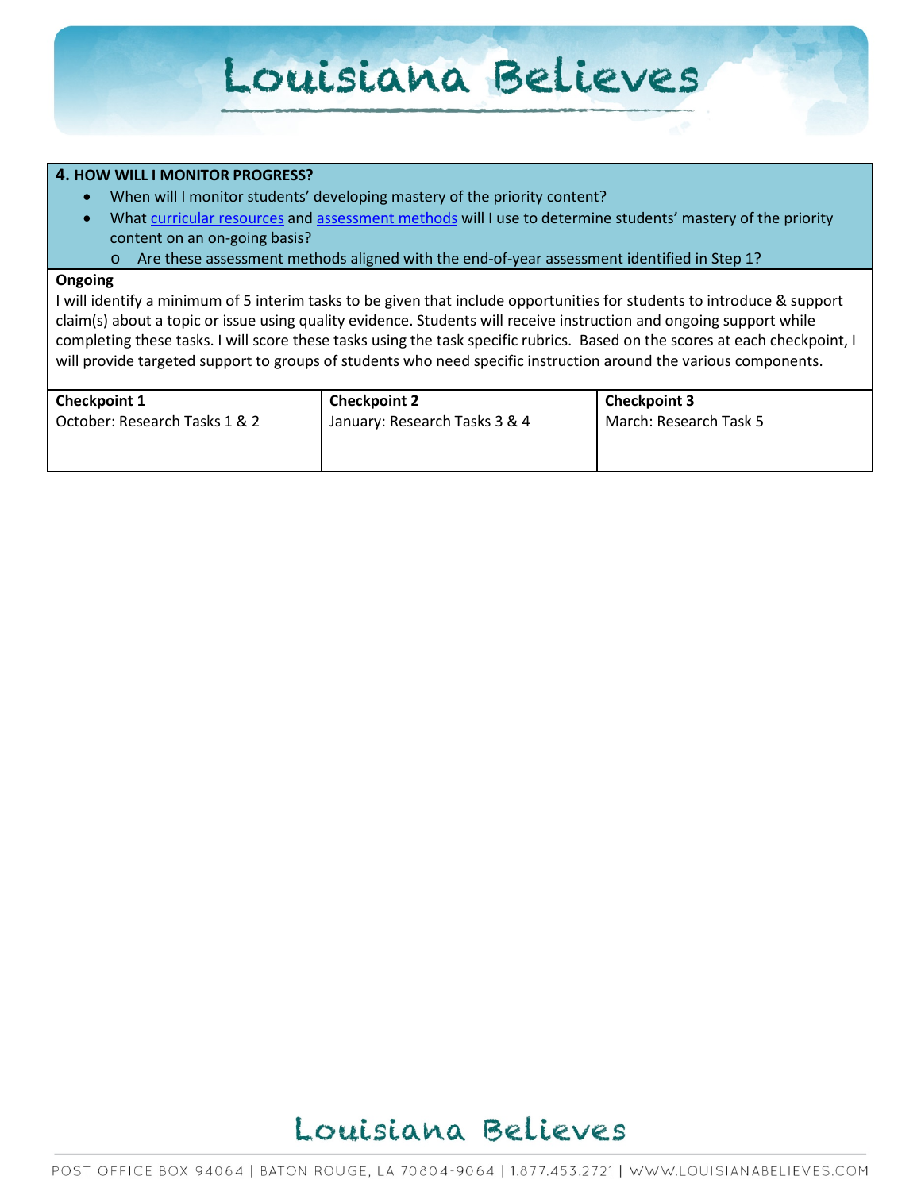**4. HOW WILL I MONITOR PROGRESS?**

- When will I monitor students' developing mastery of the priority content?
- What curricular resources and assessment methods will I use to determine students' mastery of the priority content on an on-going basis?
  - Are these assessment methods aligned with the end-of-year assessment identified in Step 1?

**Ongoing**

I will identify a minimum of 5 interim tasks to be given that include opportunities for students to introduce & support claim(s) about a topic or issue using quality evidence. Students will receive instruction and ongoing support while completing these tasks. I will score these tasks using the task specific rubrics. Based on the scores at each checkpoint, I will provide targeted support to groups of students who need specific instruction around the various components.

| Checkpoint 1 | Checkpoint 2 | Checkpoint 3 |
|---|---|---|
| October: Research Tasks 1 & 2 | January: Research Tasks 3 & 4 | March: Research Task 5 |